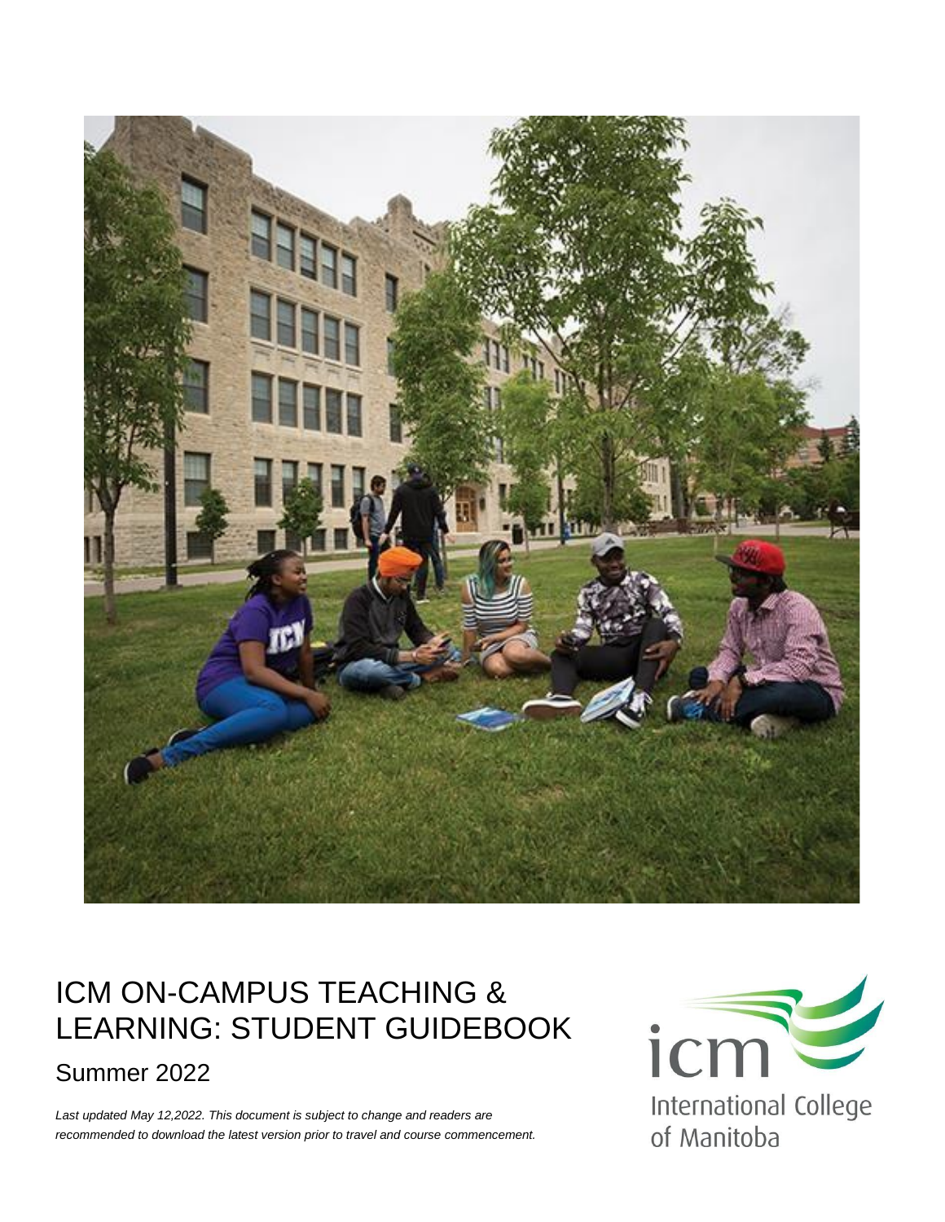# ICM ON-CAMPUS TEACHING & LEARNING: STUDENT GUIDEBOOK

## Summer 2022

*Last updated May 12,2022. This document is subject to change and readers are recommended to download the latest version prior to travel and course commencement.*

icm

International College of Manitoba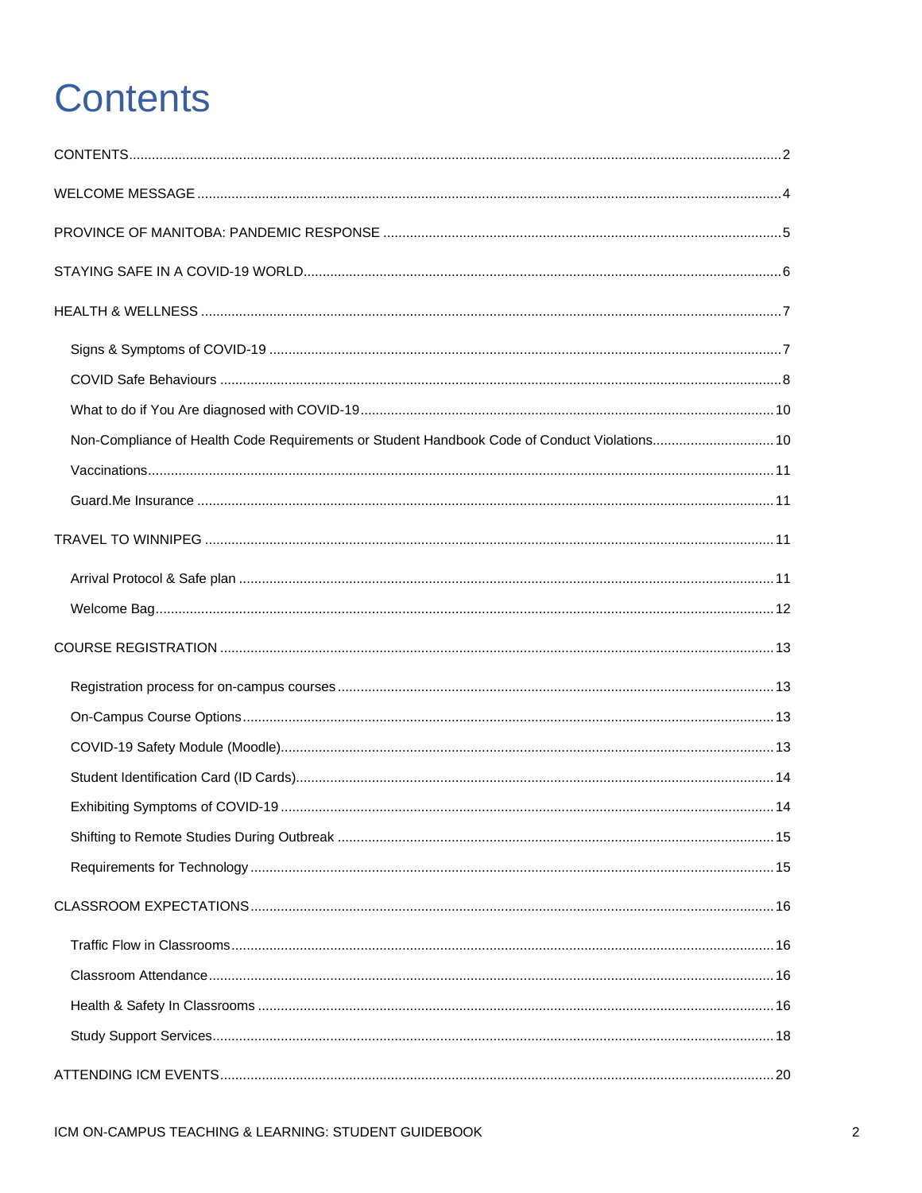# Contents

CONTENTS ..... 2

WELCOME MESSAGE ..... 4

PROVINCE OF MANITOBA: PANDEMIC RESPONSE ..... 5

STAYING SAFE IN A COVID-19 WORLD ..... 6

HEALTH & WELLNESS ..... 7

- Signs & Symptoms of COVID-19 ..... 7
- COVID Safe Behaviours ..... 8
- What to do if You Are diagnosed with COVID-19 ..... 10
- Non-Compliance of Health Code Requirements or Student Handbook Code of Conduct Violations ..... 10
- Vaccinations ..... 11
- Guard.Me Insurance ..... 11

TRAVEL TO WINNIPEG ..... 11

- Arrival Protocol & Safe plan ..... 11
- Welcome Bag ..... 12

COURSE REGISTRATION ..... 13

- Registration process for on-campus courses ..... 13
- On-Campus Course Options ..... 13
- COVID-19 Safety Module (Moodle) ..... 13
- Student Identification Card (ID Cards) ..... 14
- Exhibiting Symptoms of COVID-19 ..... 14
- Shifting to Remote Studies During Outbreak ..... 15
- Requirements for Technology ..... 15

CLASSROOM EXPECTATIONS ..... 16

- Traffic Flow in Classrooms ..... 16
- Classroom Attendance ..... 16
- Health & Safety In Classrooms ..... 16
- Study Support Services ..... 18

ATTENDING ICM EVENTS ..... 20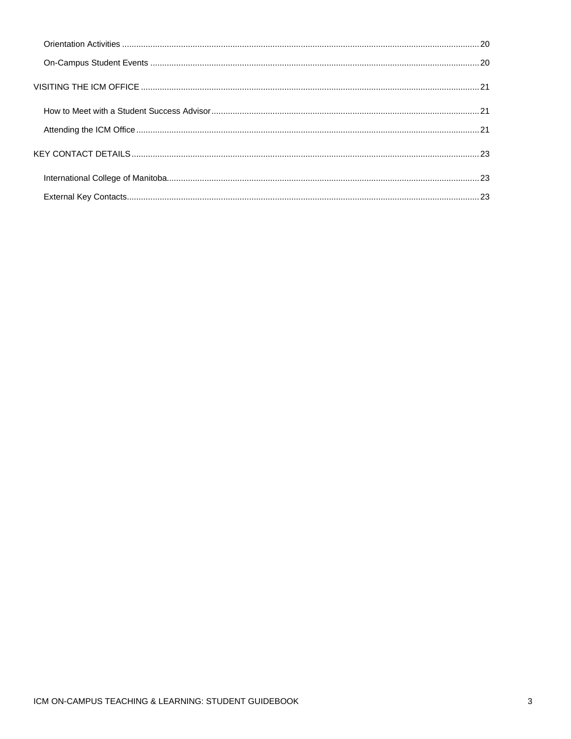Orientation Activities ........................................................................................................ 20

On-Campus Student Events ................................................................................................ 20

VISITING THE ICM OFFICE ........................................................................................................ 21

How to Meet with a Student Success Advisor ................................................................... 21

Attending the ICM Office ................................................................................................... 21

KEY CONTACT DETAILS ........................................................................................................... 23

International College of Manitoba ...................................................................................... 23

External Key Contacts ........................................................................................................ 23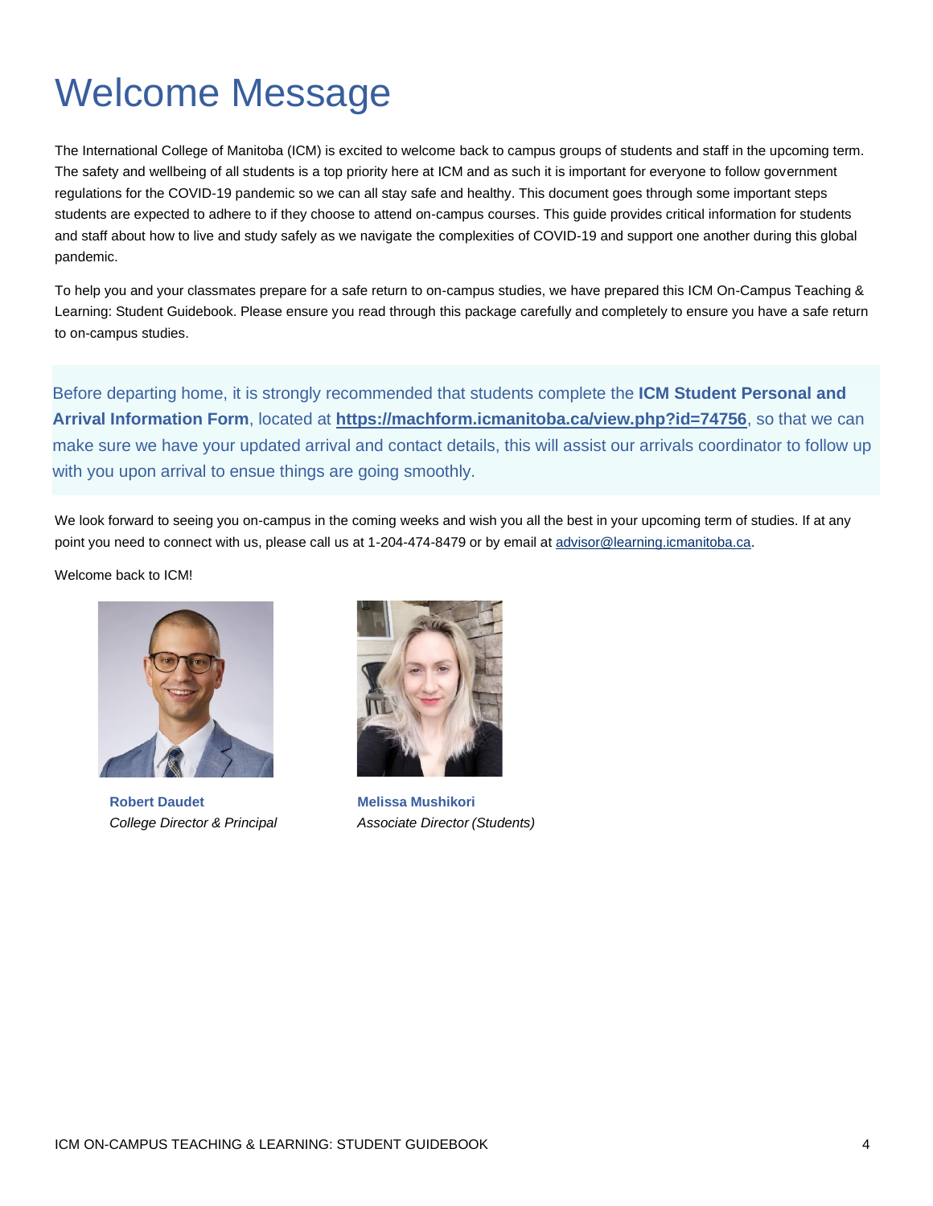# Welcome Message

The International College of Manitoba (ICM) is excited to welcome back to campus groups of students and staff in the upcoming term. The safety and wellbeing of all students is a top priority here at ICM and as such it is important for everyone to follow government regulations for the COVID-19 pandemic so we can all stay safe and healthy. This document goes through some important steps students are expected to adhere to if they choose to attend on-campus courses. This guide provides critical information for students and staff about how to live and study safely as we navigate the complexities of COVID-19 and support one another during this global pandemic.

To help you and your classmates prepare for a safe return to on-campus studies, we have prepared this ICM On-Campus Teaching & Learning: Student Guidebook. Please ensure you read through this package carefully and completely to ensure you have a safe return to on-campus studies.

Before departing home, it is strongly recommended that students complete the **ICM Student Personal and Arrival Information Form**, located at **https://machform.icmanitoba.ca/view.php?id=74756**, so that we can make sure we have your updated arrival and contact details, this will assist our arrivals coordinator to follow up with you upon arrival to ensue things are going smoothly.

We look forward to seeing you on-campus in the coming weeks and wish you all the best in your upcoming term of studies. If at any point you need to connect with us, please call us at 1-204-474-8479 or by email at advisor@learning.icmanitoba.ca.

Welcome back to ICM!

**Robert Daudet**
*College Director & Principal*

**Melissa Mushikori**
*Associate Director (Students)*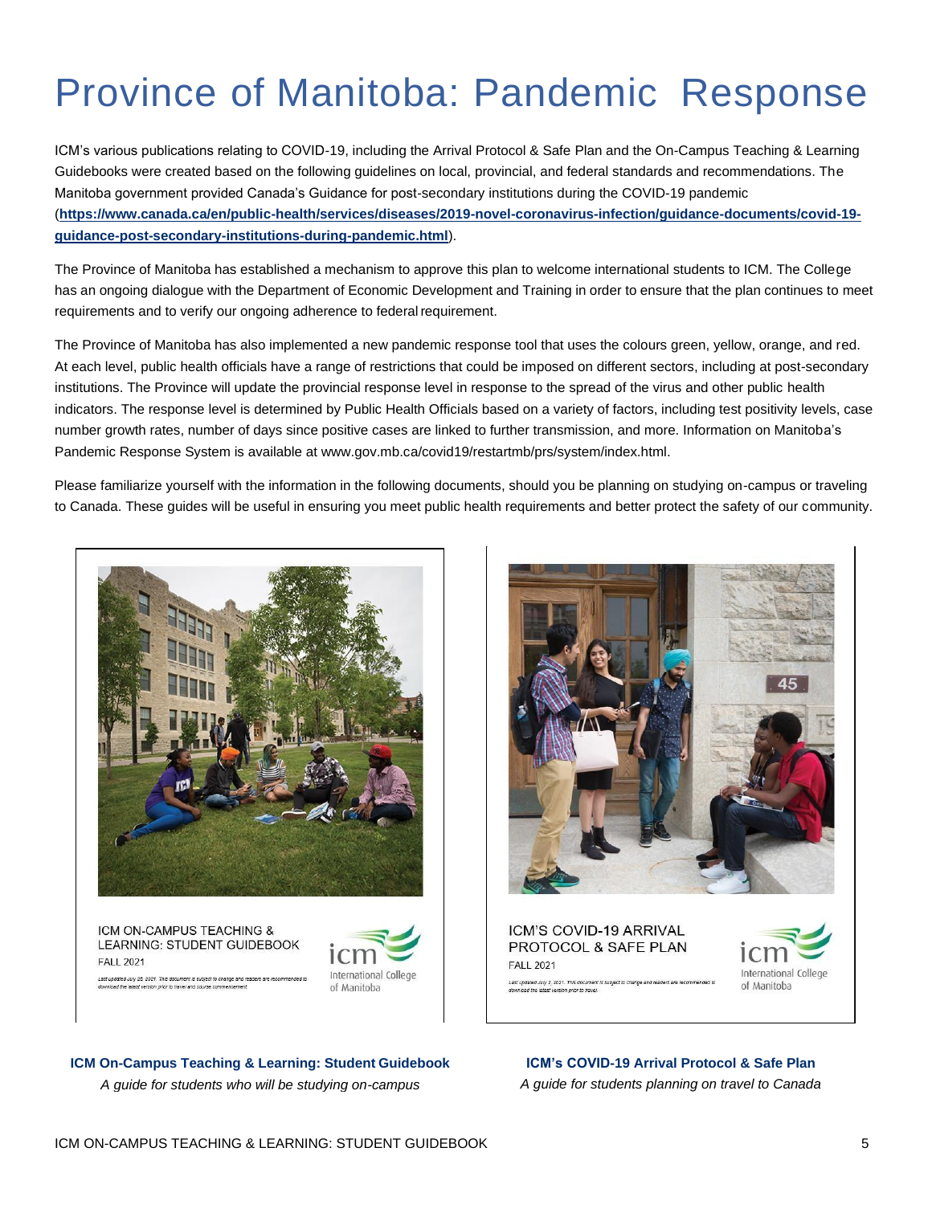# Province of Manitoba: Pandemic Response

ICM's various publications relating to COVID-19, including the Arrival Protocol & Safe Plan and the On-Campus Teaching & Learning Guidebooks were created based on the following guidelines on local, provincial, and federal standards and recommendations. The Manitoba government provided Canada's Guidance for post-secondary institutions during the COVID-19 pandemic (**https://www.canada.ca/en/public-health/services/diseases/2019-novel-coronavirus-infection/guidance-documents/covid-19-guidance-post-secondary-institutions-during-pandemic.html**).

The Province of Manitoba has established a mechanism to approve this plan to welcome international students to ICM. The College has an ongoing dialogue with the Department of Economic Development and Training in order to ensure that the plan continues to meet requirements and to verify our ongoing adherence to federal requirement.

The Province of Manitoba has also implemented a new pandemic response tool that uses the colours green, yellow, orange, and red. At each level, public health officials have a range of restrictions that could be imposed on different sectors, including at post-secondary institutions. The Province will update the provincial response level in response to the spread of the virus and other public health indicators. The response level is determined by Public Health Officials based on a variety of factors, including test positivity levels, case number growth rates, number of days since positive cases are linked to further transmission, and more. Information on Manitoba's Pandemic Response System is available at www.gov.mb.ca/covid19/restartmb/prs/system/index.html.

Please familiarize yourself with the information in the following documents, should you be planning on studying on-campus or traveling to Canada. These guides will be useful in ensuring you meet public health requirements and better protect the safety of our community.

ICM ON-CAMPUS TEACHING & LEARNING: STUDENT GUIDEBOOK
FALL 2021

**ICM On-Campus Teaching & Learning: Student Guidebook**

*A guide for students who will be studying on-campus*

ICM'S COVID-19 ARRIVAL PROTOCOL & SAFE PLAN
FALL 2021

**ICM's COVID-19 Arrival Protocol & Safe Plan**

*A guide for students planning on travel to Canada*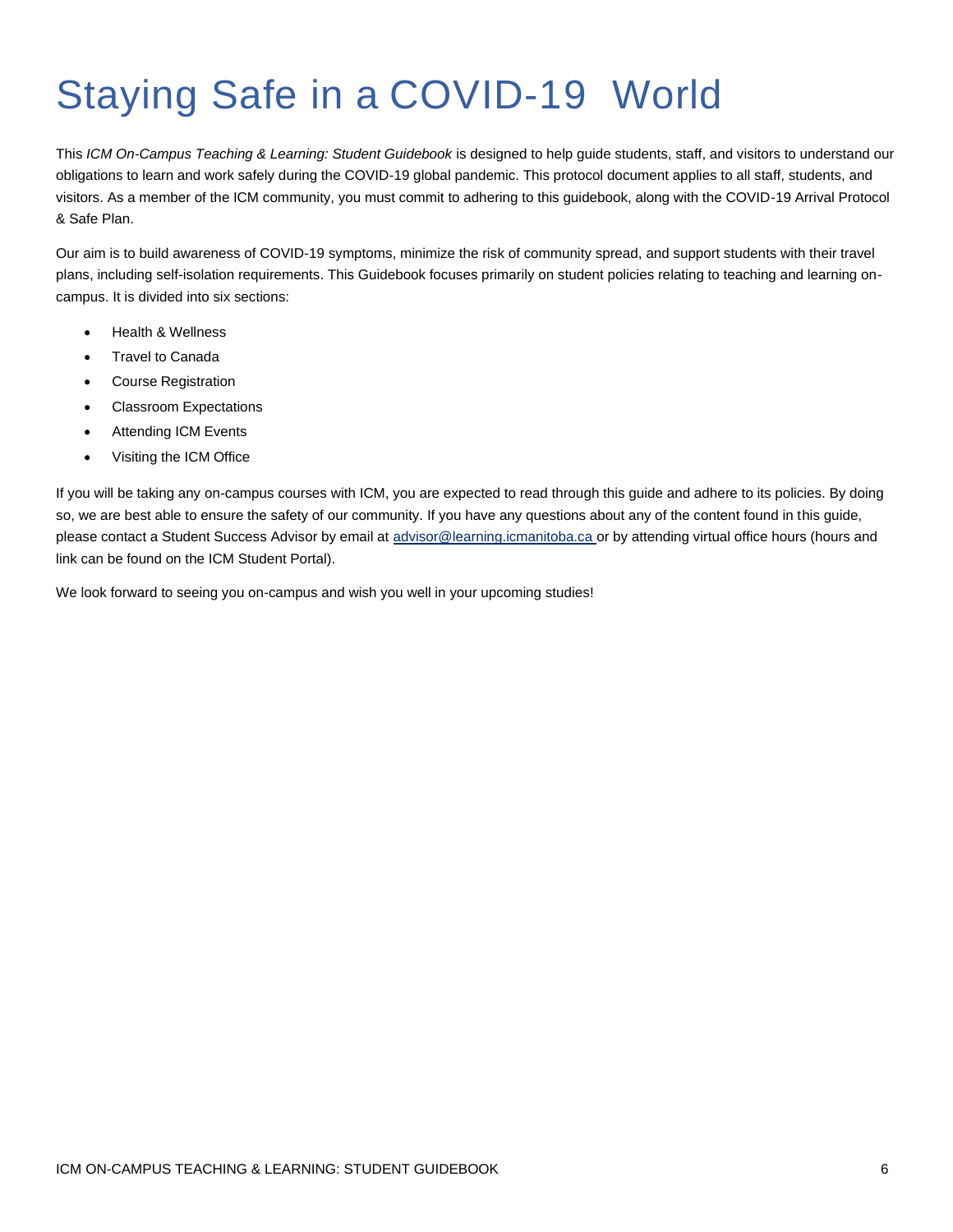# Staying Safe in a COVID-19 World

This *ICM On-Campus Teaching & Learning: Student Guidebook* is designed to help guide students, staff, and visitors to understand our obligations to learn and work safely during the COVID-19 global pandemic. This protocol document applies to all staff, students, and visitors. As a member of the ICM community, you must commit to adhering to this guidebook, along with the COVID-19 Arrival Protocol & Safe Plan.

Our aim is to build awareness of COVID-19 symptoms, minimize the risk of community spread, and support students with their travel plans, including self-isolation requirements. This Guidebook focuses primarily on student policies relating to teaching and learning on-campus. It is divided into six sections:

- Health & Wellness
- Travel to Canada
- Course Registration
- Classroom Expectations
- Attending ICM Events
- Visiting the ICM Office

If you will be taking any on-campus courses with ICM, you are expected to read through this guide and adhere to its policies. By doing so, we are best able to ensure the safety of our community. If you have any questions about any of the content found in this guide, please contact a Student Success Advisor by email at advisor@learning.icmanitoba.ca or by attending virtual office hours (hours and link can be found on the ICM Student Portal).

We look forward to seeing you on-campus and wish you well in your upcoming studies!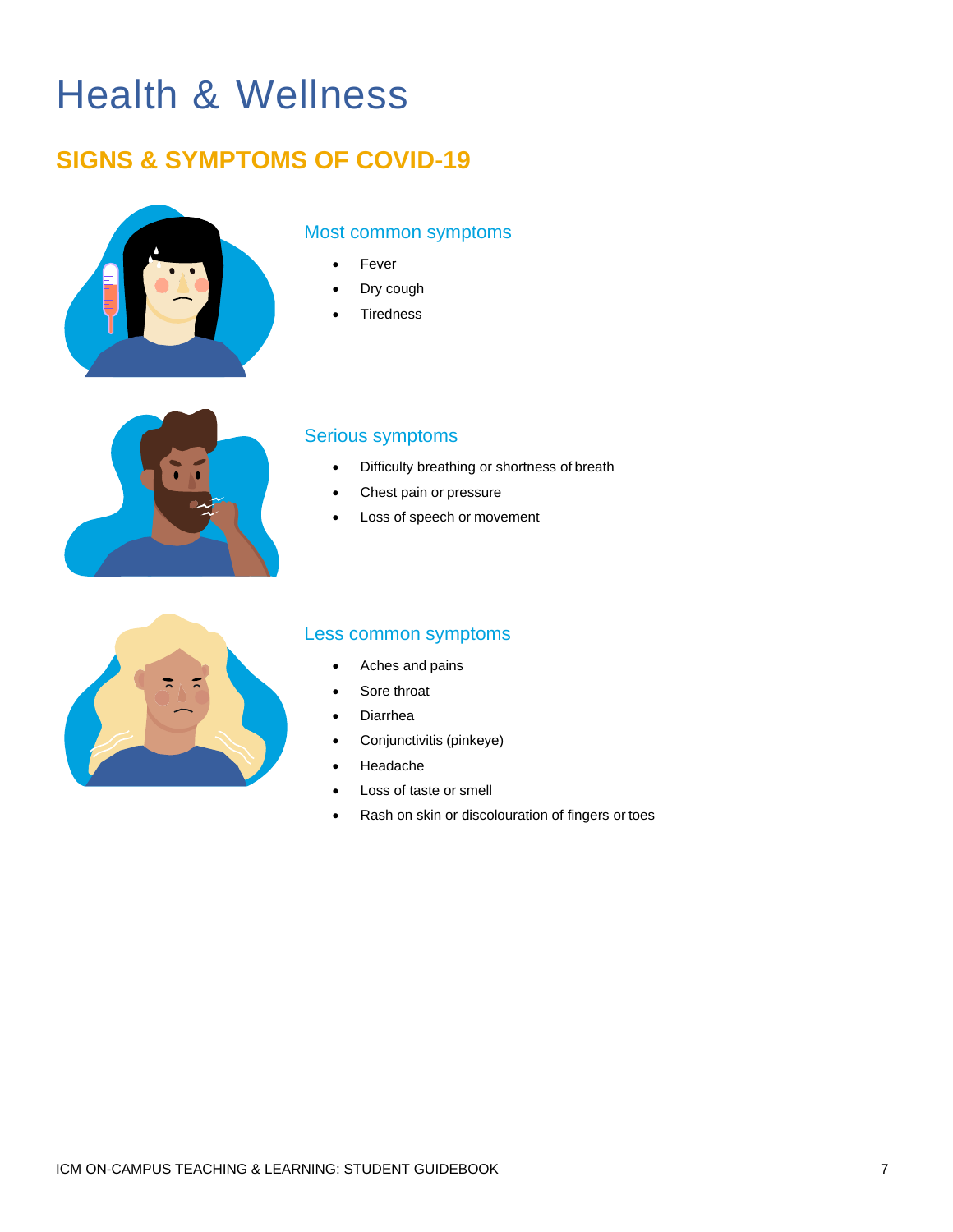# Health & Wellness

## SIGNS & SYMPTOMS OF COVID-19

### Most common symptoms

- Fever
- Dry cough
- Tiredness

### Serious symptoms

- Difficulty breathing or shortness of breath
- Chest pain or pressure
- Loss of speech or movement

### Less common symptoms

- Aches and pains
- Sore throat
- Diarrhea
- Conjunctivitis (pinkeye)
- Headache
- Loss of taste or smell
- Rash on skin or discolouration of fingers or toes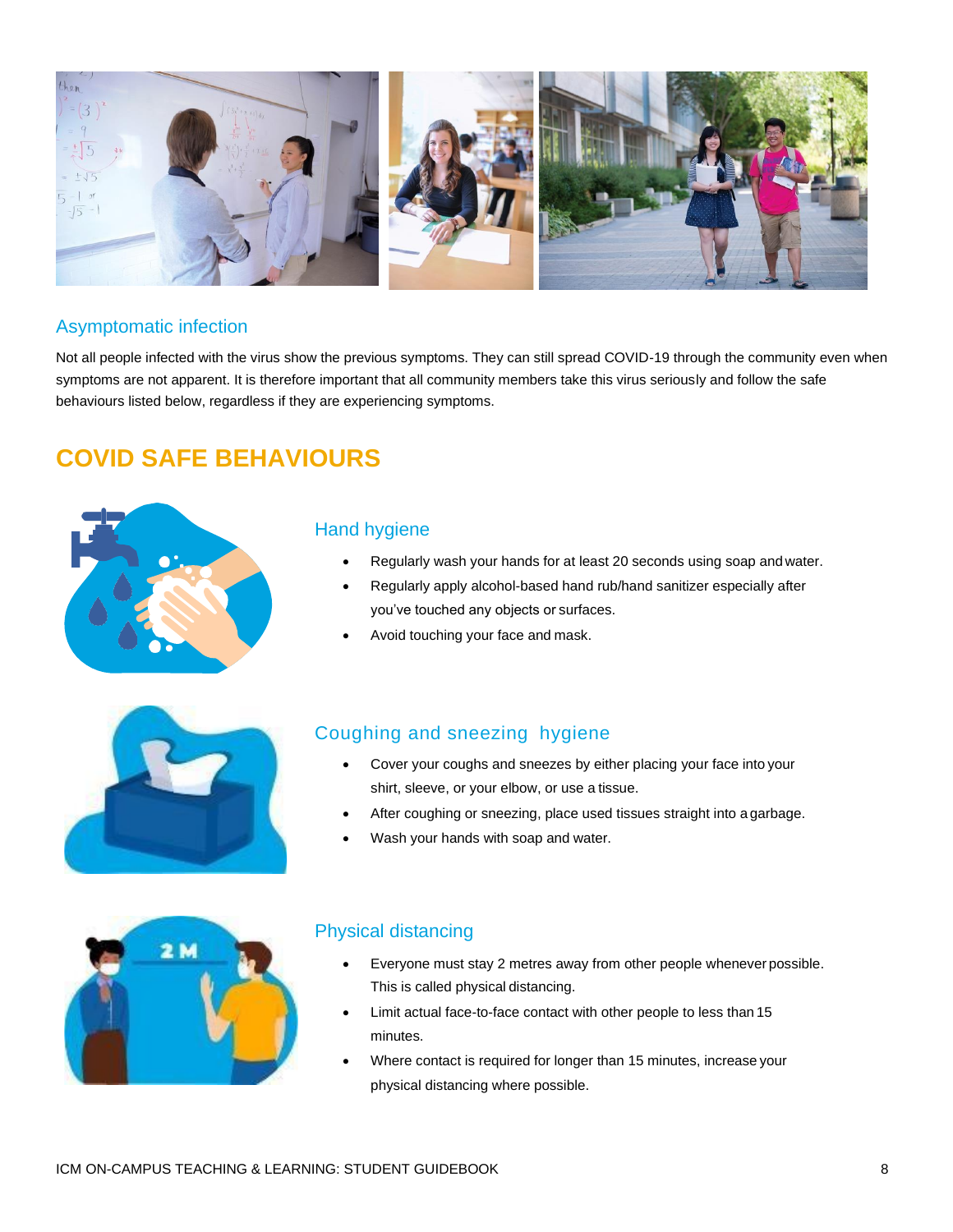## Asymptomatic infection

Not all people infected with the virus show the previous symptoms. They can still spread COVID-19 through the community even when symptoms are not apparent. It is therefore important that all community members take this virus seriously and follow the safe behaviours listed below, regardless if they are experiencing symptoms.

# COVID SAFE BEHAVIOURS

### Hand hygiene

- Regularly wash your hands for at least 20 seconds using soap and water.
- Regularly apply alcohol-based hand rub/hand sanitizer especially after you've touched any objects or surfaces.
- Avoid touching your face and mask.

### Coughing and sneezing hygiene

- Cover your coughs and sneezes by either placing your face into your shirt, sleeve, or your elbow, or use a tissue.
- After coughing or sneezing, place used tissues straight into a garbage.
- Wash your hands with soap and water.

### Physical distancing

- Everyone must stay 2 metres away from other people whenever possible. This is called physical distancing.
- Limit actual face-to-face contact with other people to less than 15 minutes.
- Where contact is required for longer than 15 minutes, increase your physical distancing where possible.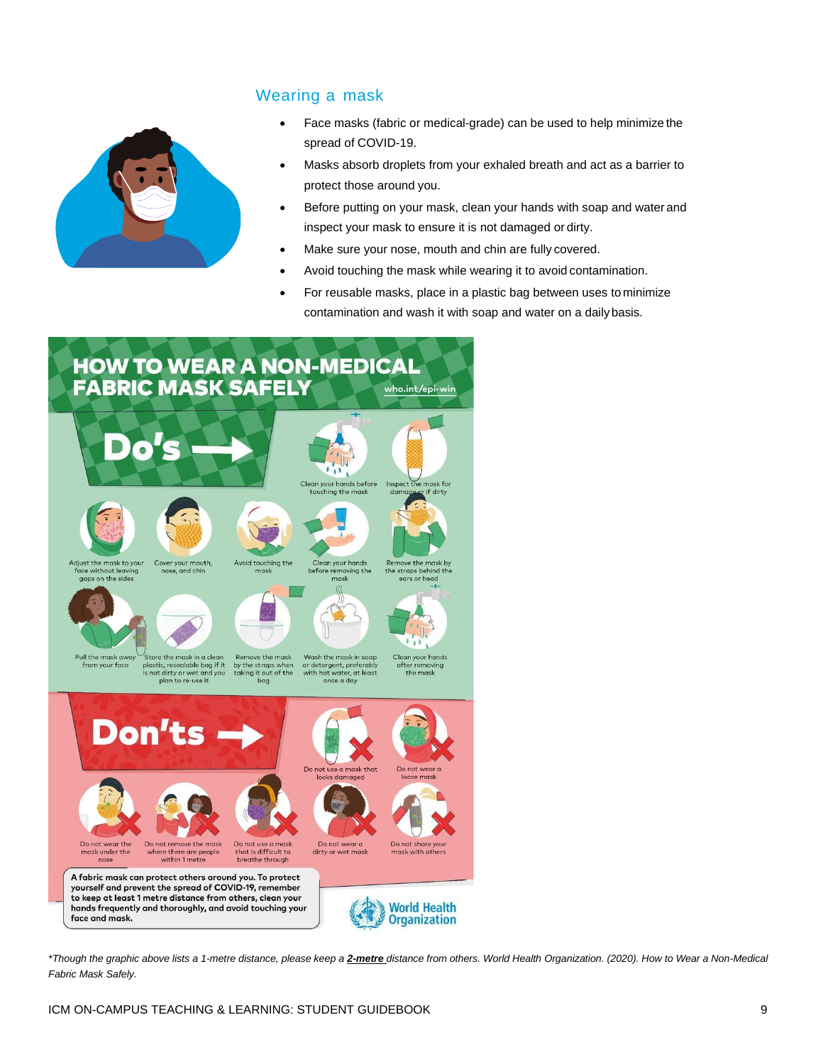## Wearing a mask

- Face masks (fabric or medical-grade) can be used to help minimize the spread of COVID-19.
- Masks absorb droplets from your exhaled breath and act as a barrier to protect those around you.
- Before putting on your mask, clean your hands with soap and water and inspect your mask to ensure it is not damaged or dirty.
- Make sure your nose, mouth and chin are fully covered.
- Avoid touching the mask while wearing it to avoid contamination.
- For reusable masks, place in a plastic bag between uses to minimize contamination and wash it with soap and water on a daily basis.

**HOW TO WEAR A NON-MEDICAL FABRIC MASK SAFELY**

who.int/epi-win

**Do's**

- Clean your hands before touching the mask
- Inspect the mask for damage or if dirty
- Adjust the mask to your face without leaving gaps on the sides
- Cover your mouth, nose, and chin
- Avoid touching the mask
- Clean your hands before removing the mask
- Remove the mask by the straps behind the ears or head
- Pull the mask away from your face
- Store the mask in a clean plastic, resealable bag if it is not dirty or wet and you plan to re-use it
- Remove the mask by the straps when taking it out of the bag
- Wash the mask in soap or detergent, preferably with hot water, at least once a day
- Clean your hands after removing the mask

**Don'ts**

- Do not use a mask that looks damaged
- Do not wear a loose mask
- Do not wear the mask under the nose
- Do not remove the mask where there are people within 1 metre
- Do not use a mask that is difficult to breathe through
- Do not wear a dirty or wet mask
- Do not share your mask with others

**A fabric mask can protect others around you. To protect yourself and prevent the spread of COVID-19, remember to keep at least 1 metre distance from others, clean your hands frequently and thoroughly, and avoid touching your face and mask.**

World Health Organization

*\*Though the graphic above lists a 1-metre distance, please keep a **2-metre** distance from others. World Health Organization. (2020). How to Wear a Non-Medical Fabric Mask Safely.*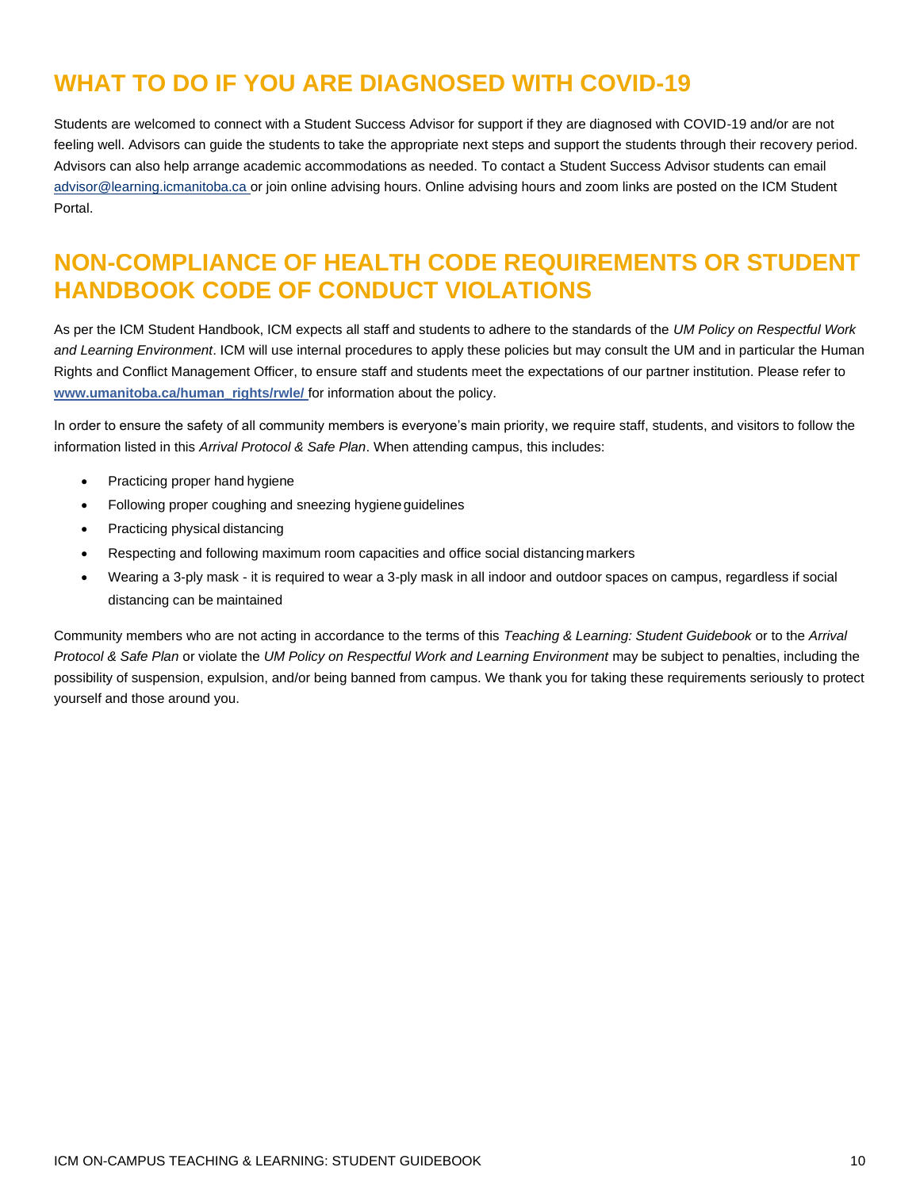## WHAT TO DO IF YOU ARE DIAGNOSED WITH COVID-19

Students are welcomed to connect with a Student Success Advisor for support if they are diagnosed with COVID-19 and/or are not feeling well. Advisors can guide the students to take the appropriate next steps and support the students through their recovery period. Advisors can also help arrange academic accommodations as needed. To contact a Student Success Advisor students can email advisor@learning.icmanitoba.ca or join online advising hours. Online advising hours and zoom links are posted on the ICM Student Portal.

## NON-COMPLIANCE OF HEALTH CODE REQUIREMENTS OR STUDENT HANDBOOK CODE OF CONDUCT VIOLATIONS

As per the ICM Student Handbook, ICM expects all staff and students to adhere to the standards of the *UM Policy on Respectful Work and Learning Environment*. ICM will use internal procedures to apply these policies but may consult the UM and in particular the Human Rights and Conflict Management Officer, to ensure staff and students meet the expectations of our partner institution. Please refer to **www.umanitoba.ca/human_rights/rwle/** for information about the policy.

In order to ensure the safety of all community members is everyone's main priority, we require staff, students, and visitors to follow the information listed in this *Arrival Protocol & Safe Plan*. When attending campus, this includes:

- Practicing proper hand hygiene
- Following proper coughing and sneezing hygiene guidelines
- Practicing physical distancing
- Respecting and following maximum room capacities and office social distancing markers
- Wearing a 3-ply mask - it is required to wear a 3-ply mask in all indoor and outdoor spaces on campus, regardless if social distancing can be maintained

Community members who are not acting in accordance to the terms of this *Teaching & Learning: Student Guidebook* or to the *Arrival Protocol & Safe Plan* or violate the *UM Policy on Respectful Work and Learning Environment* may be subject to penalties, including the possibility of suspension, expulsion, and/or being banned from campus. We thank you for taking these requirements seriously to protect yourself and those around you.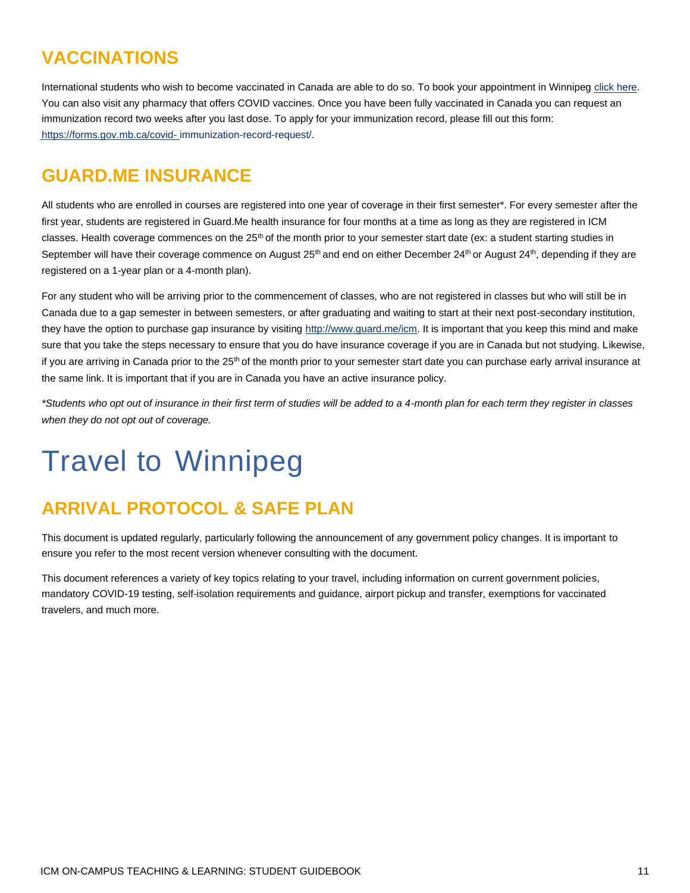## VACCINATIONS

International students who wish to become vaccinated in Canada are able to do so. To book your appointment in Winnipeg click here. You can also visit any pharmacy that offers COVID vaccines. Once you have been fully vaccinated in Canada you can request an immunization record two weeks after you last dose. To apply for your immunization record, please fill out this form: https://forms.gov.mb.ca/covid-immunization-record-request/.

## GUARD.ME INSURANCE

All students who are enrolled in courses are registered into one year of coverage in their first semester*. For every semester after the first year, students are registered in Guard.Me health insurance for four months at a time as long as they are registered in ICM classes. Health coverage commences on the 25th of the month prior to your semester start date (ex: a student starting studies in September will have their coverage commence on August 25th and end on either December 24th or August 24th, depending if they are registered on a 1-year plan or a 4-month plan).

For any student who will be arriving prior to the commencement of classes, who are not registered in classes but who will still be in Canada due to a gap semester in between semesters, or after graduating and waiting to start at their next post-secondary institution, they have the option to purchase gap insurance by visiting http://www.guard.me/icm. It is important that you keep this mind and make sure that you take the steps necessary to ensure that you do have insurance coverage if you are in Canada but not studying. Likewise, if you are arriving in Canada prior to the 25th of the month prior to your semester start date you can purchase early arrival insurance at the same link. It is important that if you are in Canada you have an active insurance policy.

*\*Students who opt out of insurance in their first term of studies will be added to a 4-month plan for each term they register in classes when they do not opt out of coverage.*

# Travel to Winnipeg

## ARRIVAL PROTOCOL & SAFE PLAN

This document is updated regularly, particularly following the announcement of any government policy changes. It is important to ensure you refer to the most recent version whenever consulting with the document.

This document references a variety of key topics relating to your travel, including information on current government policies, mandatory COVID-19 testing, self-isolation requirements and guidance, airport pickup and transfer, exemptions for vaccinated travelers, and much more.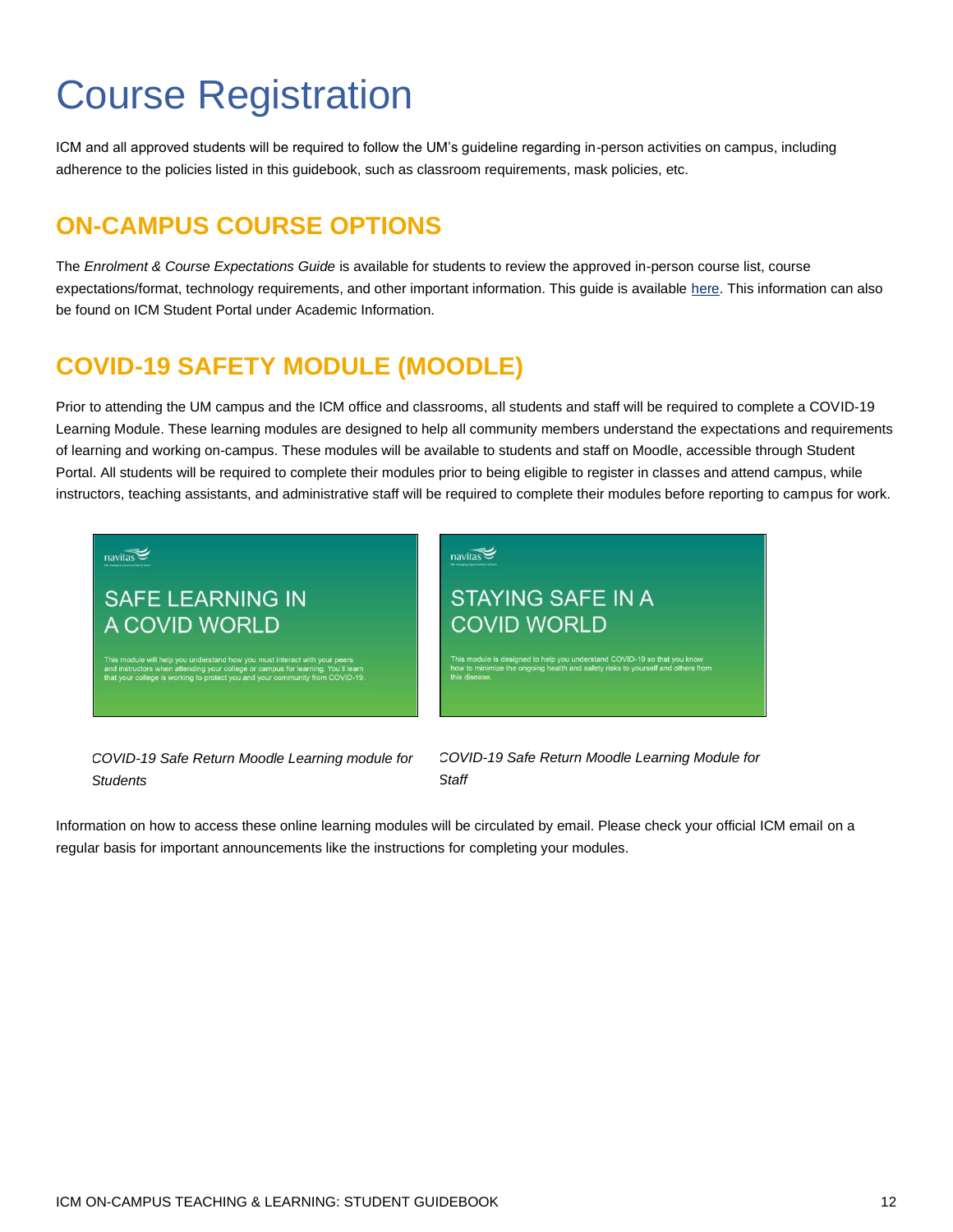# Course Registration

ICM and all approved students will be required to follow the UM's guideline regarding in-person activities on campus, including adherence to the policies listed in this guidebook, such as classroom requirements, mask policies, etc.

## ON-CAMPUS COURSE OPTIONS

The *Enrolment & Course Expectations Guide* is available for students to review the approved in-person course list, course expectations/format, technology requirements, and other important information. This guide is available here. This information can also be found on ICM Student Portal under Academic Information.

## COVID-19 SAFETY MODULE (MOODLE)

Prior to attending the UM campus and the ICM office and classrooms, all students and staff will be required to complete a COVID-19 Learning Module. These learning modules are designed to help all community members understand the expectations and requirements of learning and working on-campus. These modules will be available to students and staff on Moodle, accessible through Student Portal. All students will be required to complete their modules prior to being eligible to register in classes and attend campus, while instructors, teaching assistants, and administrative staff will be required to complete their modules before reporting to campus for work.

*COVID-19 Safe Return Moodle Learning module for Students*

*COVID-19 Safe Return Moodle Learning Module for Staff*

Information on how to access these online learning modules will be circulated by email. Please check your official ICM email on a regular basis for important announcements like the instructions for completing your modules.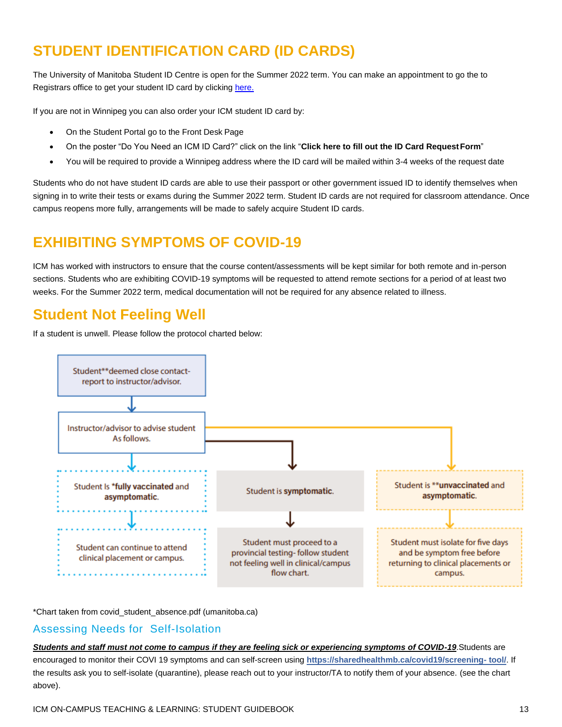# STUDENT IDENTIFICATION CARD (ID CARDS)

The University of Manitoba Student ID Centre is open for the Summer 2022 term. You can make an appointment to go the to Registrars office to get your student ID card by clicking here.

If you are not in Winnipeg you can also order your ICM student ID card by:

- On the Student Portal go to the Front Desk Page
- On the poster "Do You Need an ICM ID Card?" click on the link "**Click here to fill out the ID Card Request Form**"
- You will be required to provide a Winnipeg address where the ID card will be mailed within 3-4 weeks of the request date

Students who do not have student ID cards are able to use their passport or other government issued ID to identify themselves when signing in to write their tests or exams during the Summer 2022 term. Student ID cards are not required for classroom attendance. Once campus reopens more fully, arrangements will be made to safely acquire Student ID cards.

# EXHIBITING SYMPTOMS OF COVID-19

ICM has worked with instructors to ensure that the course content/assessments will be kept similar for both remote and in-person sections. Students who are exhibiting COVID-19 symptoms will be requested to attend remote sections for a period of at least two weeks. For the Summer 2022 term, medical documentation will not be required for any absence related to illness.

## Student Not Feeling Well

If a student is unwell. Please follow the protocol charted below:

Student**deemed close contact- report to instructor/advisor.

↓

Instructor/advisor to advise student As follows.

| Student Is ***fully vaccinated** and **asymptomatic**. | Student is **symptomatic**. | Student is ****unvaccinated** and **asymptomatic**. |
|---|---|---|
| ↓ | ↓ | ↓ |
| Student can continue to attend clinical placement or campus. | Student must proceed to a provincial testing- follow student not feeling well in clinical/campus flow chart. | Student must isolate for five days and be symptom free before returning to clinical placements or campus. |

*Chart taken from covid_student_absence.pdf (umanitoba.ca)

### Assessing Needs for Self-Isolation

***Students and staff must not come to campus if they are feeling sick or experiencing symptoms of COVID-19***.Students are encouraged to monitor their COVI 19 symptoms and can self-screen using **https://sharedhealthmb.ca/covid19/screening- tool/**. If the results ask you to self-isolate (quarantine), please reach out to your instructor/TA to notify them of your absence. (see the chart above).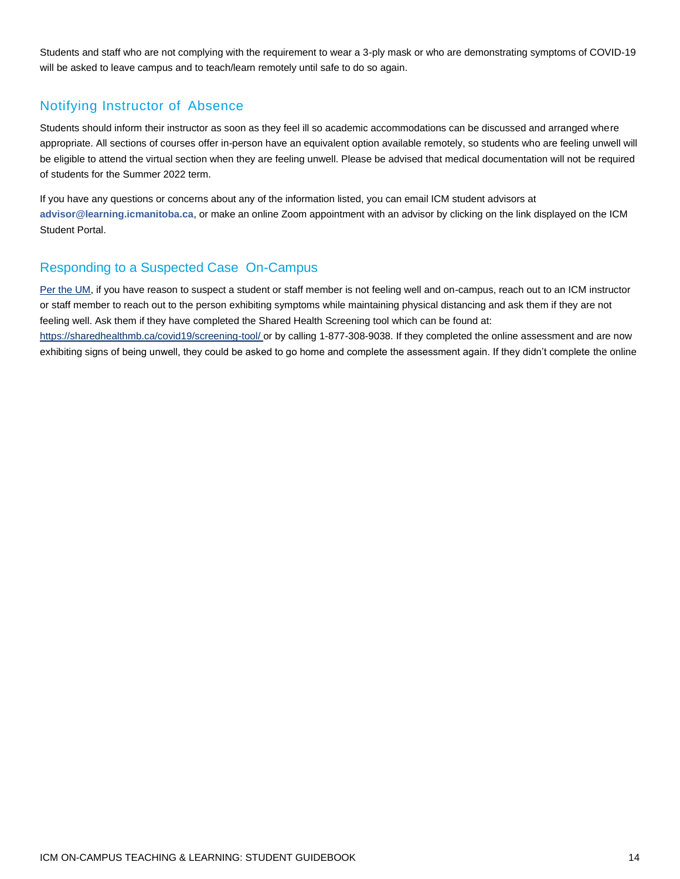Students and staff who are not complying with the requirement to wear a 3-ply mask or who are demonstrating symptoms of COVID-19 will be asked to leave campus and to teach/learn remotely until safe to do so again.

## Notifying Instructor of Absence

Students should inform their instructor as soon as they feel ill so academic accommodations can be discussed and arranged where appropriate. All sections of courses offer in-person have an equivalent option available remotely, so students who are feeling unwell will be eligible to attend the virtual section when they are feeling unwell. Please be advised that medical documentation will not be required of students for the Summer 2022 term.

If you have any questions or concerns about any of the information listed, you can email ICM student advisors at **advisor@learning.icmanitoba.ca**, or make an online Zoom appointment with an advisor by clicking on the link displayed on the ICM Student Portal.

## Responding to a Suspected Case On-Campus

Per the UM, if you have reason to suspect a student or staff member is not feeling well and on-campus, reach out to an ICM instructor or staff member to reach out to the person exhibiting symptoms while maintaining physical distancing and ask them if they are not feeling well. Ask them if they have completed the Shared Health Screening tool which can be found at: https://sharedhealthmb.ca/covid19/screening-tool/ or by calling 1-877-308-9038. If they completed the online assessment and are now exhibiting signs of being unwell, they could be asked to go home and complete the assessment again. If they didn't complete the online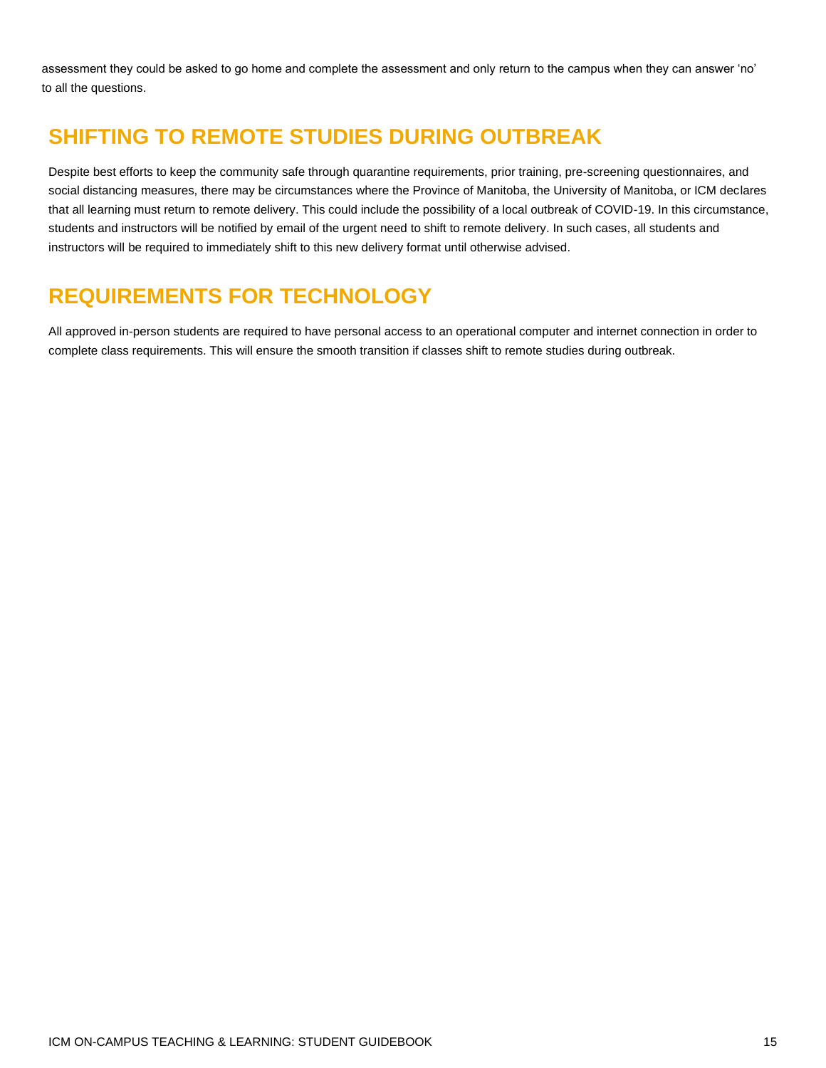assessment they could be asked to go home and complete the assessment and only return to the campus when they can answer 'no' to all the questions.

## SHIFTING TO REMOTE STUDIES DURING OUTBREAK

Despite best efforts to keep the community safe through quarantine requirements, prior training, pre-screening questionnaires, and social distancing measures, there may be circumstances where the Province of Manitoba, the University of Manitoba, or ICM declares that all learning must return to remote delivery. This could include the possibility of a local outbreak of COVID-19. In this circumstance, students and instructors will be notified by email of the urgent need to shift to remote delivery. In such cases, all students and instructors will be required to immediately shift to this new delivery format until otherwise advised.

## REQUIREMENTS FOR TECHNOLOGY

All approved in-person students are required to have personal access to an operational computer and internet connection in order to complete class requirements. This will ensure the smooth transition if classes shift to remote studies during outbreak.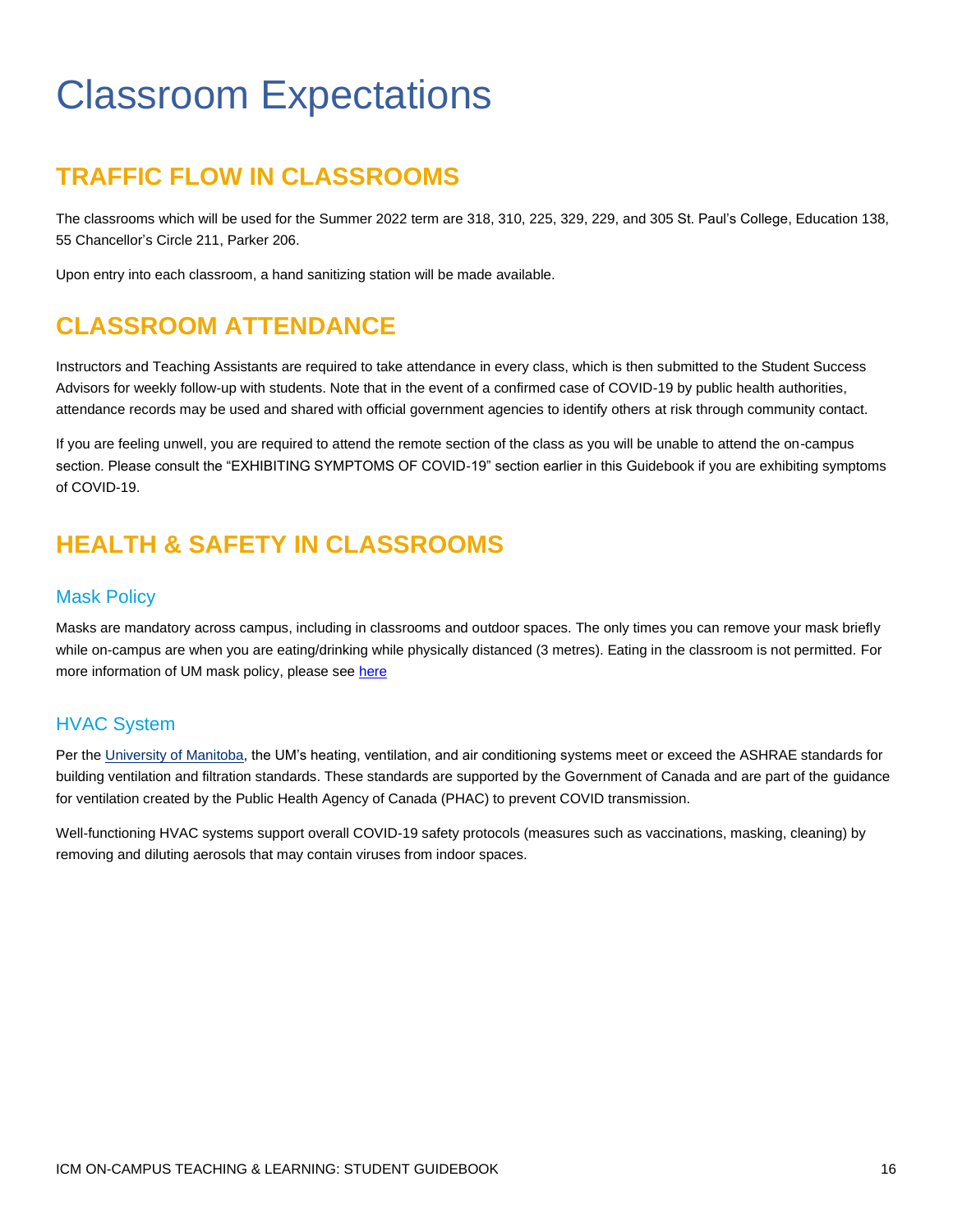# Classroom Expectations

## TRAFFIC FLOW IN CLASSROOMS

The classrooms which will be used for the Summer 2022 term are 318, 310, 225, 329, 229, and 305 St. Paul's College, Education 138, 55 Chancellor's Circle 211, Parker 206.

Upon entry into each classroom, a hand sanitizing station will be made available.

## CLASSROOM ATTENDANCE

Instructors and Teaching Assistants are required to take attendance in every class, which is then submitted to the Student Success Advisors for weekly follow-up with students. Note that in the event of a confirmed case of COVID-19 by public health authorities, attendance records may be used and shared with official government agencies to identify others at risk through community contact.

If you are feeling unwell, you are required to attend the remote section of the class as you will be unable to attend the on-campus section. Please consult the "EXHIBITING SYMPTOMS OF COVID-19" section earlier in this Guidebook if you are exhibiting symptoms of COVID-19.

## HEALTH & SAFETY IN CLASSROOMS

### Mask Policy

Masks are mandatory across campus, including in classrooms and outdoor spaces. The only times you can remove your mask briefly while on-campus are when you are eating/drinking while physically distanced (3 metres). Eating in the classroom is not permitted. For more information of UM mask policy, please see here

### HVAC System

Per the University of Manitoba, the UM's heating, ventilation, and air conditioning systems meet or exceed the ASHRAE standards for building ventilation and filtration standards. These standards are supported by the Government of Canada and are part of the guidance for ventilation created by the Public Health Agency of Canada (PHAC) to prevent COVID transmission.

Well-functioning HVAC systems support overall COVID-19 safety protocols (measures such as vaccinations, masking, cleaning) by removing and diluting aerosols that may contain viruses from indoor spaces.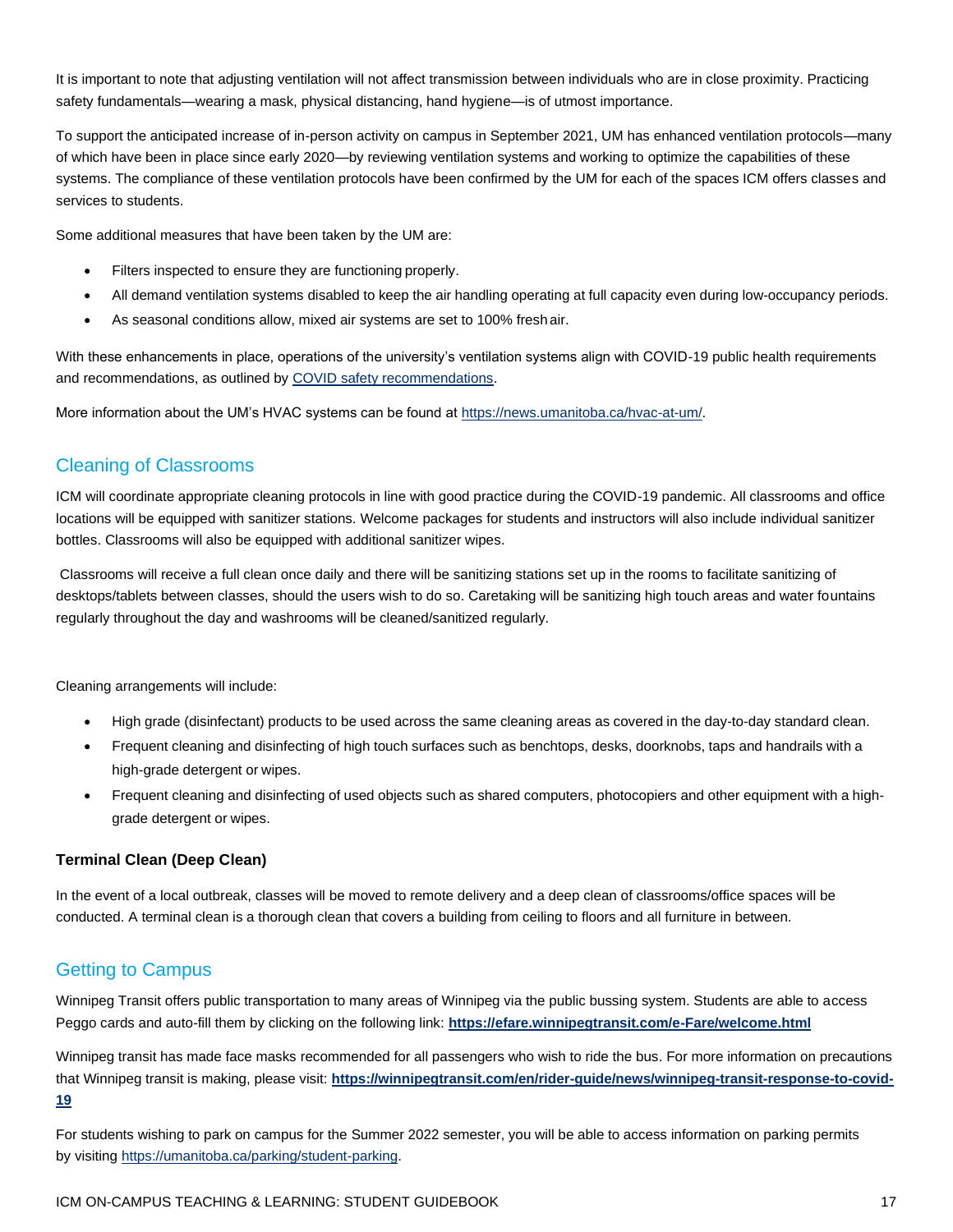It is important to note that adjusting ventilation will not affect transmission between individuals who are in close proximity. Practicing safety fundamentals—wearing a mask, physical distancing, hand hygiene—is of utmost importance.

To support the anticipated increase of in-person activity on campus in September 2021, UM has enhanced ventilation protocols—many of which have been in place since early 2020—by reviewing ventilation systems and working to optimize the capabilities of these systems. The compliance of these ventilation protocols have been confirmed by the UM for each of the spaces ICM offers classes and services to students.

Some additional measures that have been taken by the UM are:

- Filters inspected to ensure they are functioning properly.
- All demand ventilation systems disabled to keep the air handling operating at full capacity even during low-occupancy periods.
- As seasonal conditions allow, mixed air systems are set to 100% fresh air.

With these enhancements in place, operations of the university's ventilation systems align with COVID-19 public health requirements and recommendations, as outlined by [COVID safety recommendations](#).

More information about the UM's HVAC systems can be found at https://news.umanitoba.ca/hvac-at-um/.

## Cleaning of Classrooms

ICM will coordinate appropriate cleaning protocols in line with good practice during the COVID-19 pandemic. All classrooms and office locations will be equipped with sanitizer stations. Welcome packages for students and instructors will also include individual sanitizer bottles. Classrooms will also be equipped with additional sanitizer wipes.

Classrooms will receive a full clean once daily and there will be sanitizing stations set up in the rooms to facilitate sanitizing of desktops/tablets between classes, should the users wish to do so. Caretaking will be sanitizing high touch areas and water fountains regularly throughout the day and washrooms will be cleaned/sanitized regularly.

Cleaning arrangements will include:

- High grade (disinfectant) products to be used across the same cleaning areas as covered in the day-to-day standard clean.
- Frequent cleaning and disinfecting of high touch surfaces such as benchtops, desks, doorknobs, taps and handrails with a high-grade detergent or wipes.
- Frequent cleaning and disinfecting of used objects such as shared computers, photocopiers and other equipment with a high-grade detergent or wipes.

### Terminal Clean (Deep Clean)

In the event of a local outbreak, classes will be moved to remote delivery and a deep clean of classrooms/office spaces will be conducted. A terminal clean is a thorough clean that covers a building from ceiling to floors and all furniture in between.

## Getting to Campus

Winnipeg Transit offers public transportation to many areas of Winnipeg via the public bussing system. Students are able to access Peggo cards and auto-fill them by clicking on the following link: **https://efare.winnipegtransit.com/e-Fare/welcome.html**

Winnipeg transit has made face masks recommended for all passengers who wish to ride the bus. For more information on precautions that Winnipeg transit is making, please visit: **https://winnipegtransit.com/en/rider-guide/news/winnipeg-transit-response-to-covid-19**

For students wishing to park on campus for the Summer 2022 semester, you will be able to access information on parking permits by visiting https://umanitoba.ca/parking/student-parking.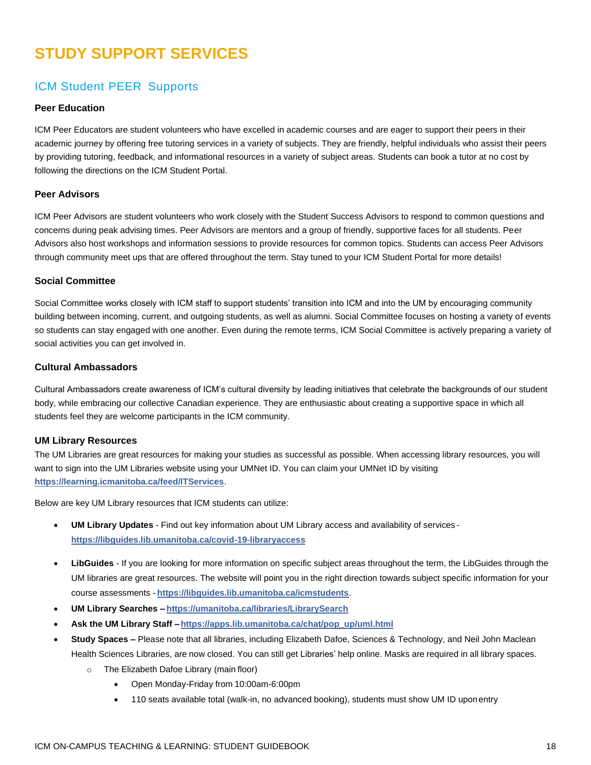# STUDY SUPPORT SERVICES

## ICM Student PEER Supports

### Peer Education

ICM Peer Educators are student volunteers who have excelled in academic courses and are eager to support their peers in their academic journey by offering free tutoring services in a variety of subjects. They are friendly, helpful individuals who assist their peers by providing tutoring, feedback, and informational resources in a variety of subject areas. Students can book a tutor at no cost by following the directions on the ICM Student Portal.

### Peer Advisors

ICM Peer Advisors are student volunteers who work closely with the Student Success Advisors to respond to common questions and concerns during peak advising times. Peer Advisors are mentors and a group of friendly, supportive faces for all students. Peer Advisors also host workshops and information sessions to provide resources for common topics. Students can access Peer Advisors through community meet ups that are offered throughout the term. Stay tuned to your ICM Student Portal for more details!

### Social Committee

Social Committee works closely with ICM staff to support students' transition into ICM and into the UM by encouraging community building between incoming, current, and outgoing students, as well as alumni. Social Committee focuses on hosting a variety of events so students can stay engaged with one another. Even during the remote terms, ICM Social Committee is actively preparing a variety of social activities you can get involved in.

### Cultural Ambassadors

Cultural Ambassadors create awareness of ICM's cultural diversity by leading initiatives that celebrate the backgrounds of our student body, while embracing our collective Canadian experience. They are enthusiastic about creating a supportive space in which all students feel they are welcome participants in the ICM community.

### UM Library Resources

The UM Libraries are great resources for making your studies as successful as possible. When accessing library resources, you will want to sign into the UM Libraries website using your UMNet ID. You can claim your UMNet ID by visiting **https://learning.icmanitoba.ca/feed/ITServices**.

Below are key UM Library resources that ICM students can utilize:

- **UM Library Updates** - Find out key information about UM Library access and availability of services - **https://libguides.lib.umanitoba.ca/covid-19-libraryaccess**
- **LibGuides** - If you are looking for more information on specific subject areas throughout the term, the LibGuides through the UM libraries are great resources. The website will point you in the right direction towards subject specific information for your course assessments - **https://libguides.lib.umanitoba.ca/icmstudents**.
- **UM Library Searches –** **https://umanitoba.ca/libraries/LibrarySearch**
- **Ask the UM Library Staff –** **https://apps.lib.umanitoba.ca/chat/pop_up/uml.html**
- **Study Spaces –** Please note that all libraries, including Elizabeth Dafoe, Sciences & Technology, and Neil John Maclean Health Sciences Libraries, are now closed. You can still get Libraries' help online. Masks are required in all library spaces.
    - The Elizabeth Dafoe Library (main floor)
        - Open Monday-Friday from 10:00am-6:00pm
        - 110 seats available total (walk-in, no advanced booking), students must show UM ID upon entry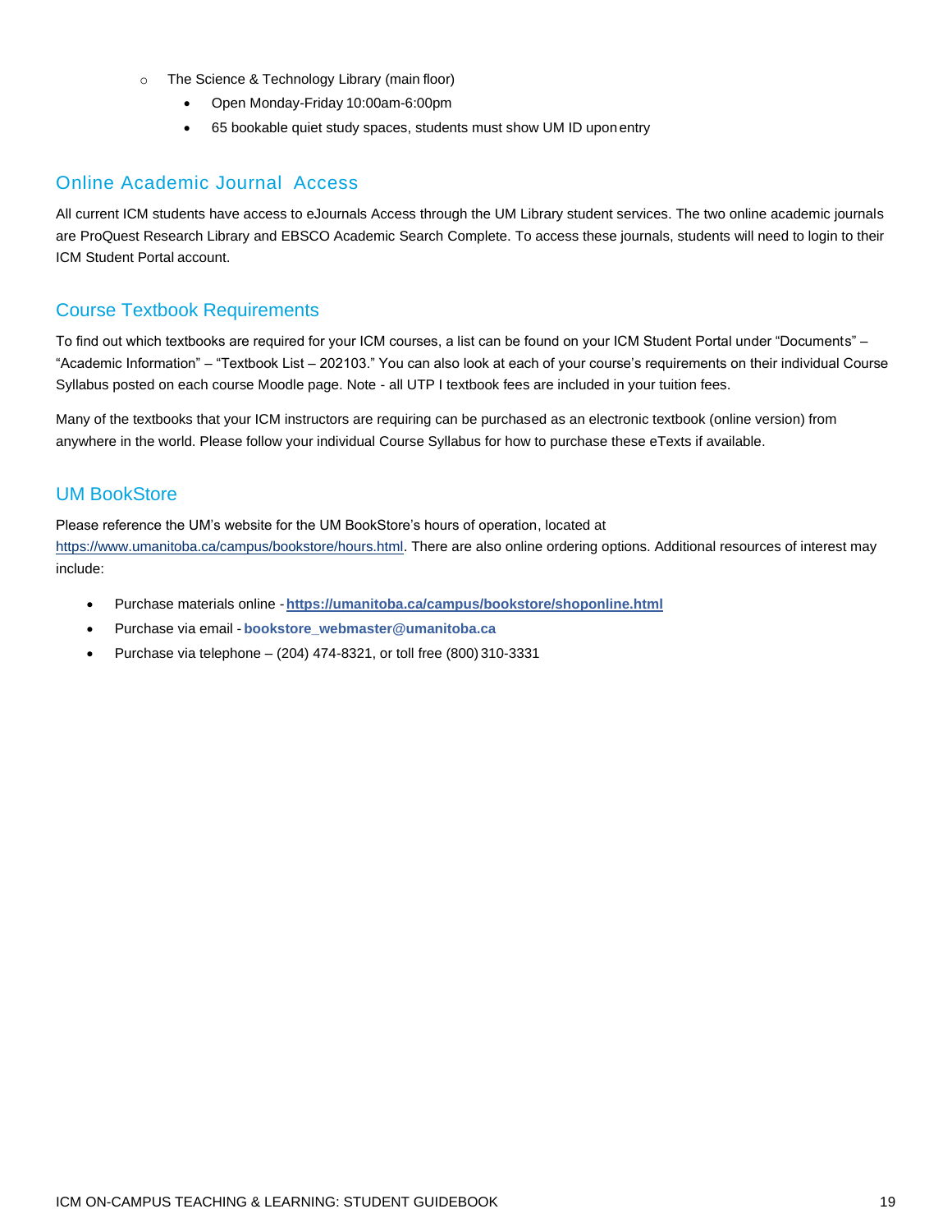- The Science & Technology Library (main floor)
    - Open Monday-Friday 10:00am-6:00pm
    - 65 bookable quiet study spaces, students must show UM ID upon entry

## Online Academic Journal Access

All current ICM students have access to eJournals Access through the UM Library student services. The two online academic journals are ProQuest Research Library and EBSCO Academic Search Complete. To access these journals, students will need to login to their ICM Student Portal account.

## Course Textbook Requirements

To find out which textbooks are required for your ICM courses, a list can be found on your ICM Student Portal under "Documents" – "Academic Information" – "Textbook List – 202103." You can also look at each of your course's requirements on their individual Course Syllabus posted on each course Moodle page. Note - all UTP I textbook fees are included in your tuition fees.

Many of the textbooks that your ICM instructors are requiring can be purchased as an electronic textbook (online version) from anywhere in the world. Please follow your individual Course Syllabus for how to purchase these eTexts if available.

## UM BookStore

Please reference the UM's website for the UM BookStore's hours of operation, located at https://www.umanitoba.ca/campus/bookstore/hours.html. There are also online ordering options. Additional resources of interest may include:

- Purchase materials online - **https://umanitoba.ca/campus/bookstore/shoponline.html**
- Purchase via email - **bookstore_webmaster@umanitoba.ca**
- Purchase via telephone – (204) 474-8321, or toll free (800) 310-3331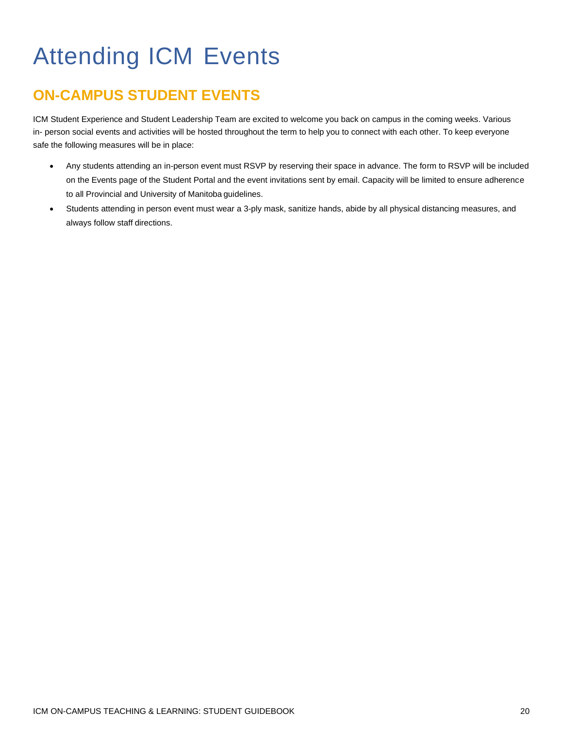# Attending ICM Events

## ON-CAMPUS STUDENT EVENTS

ICM Student Experience and Student Leadership Team are excited to welcome you back on campus in the coming weeks. Various in- person social events and activities will be hosted throughout the term to help you to connect with each other. To keep everyone safe the following measures will be in place:

- Any students attending an in-person event must RSVP by reserving their space in advance. The form to RSVP will be included on the Events page of the Student Portal and the event invitations sent by email. Capacity will be limited to ensure adherence to all Provincial and University of Manitoba guidelines.
- Students attending in person event must wear a 3-ply mask, sanitize hands, abide by all physical distancing measures, and always follow staff directions.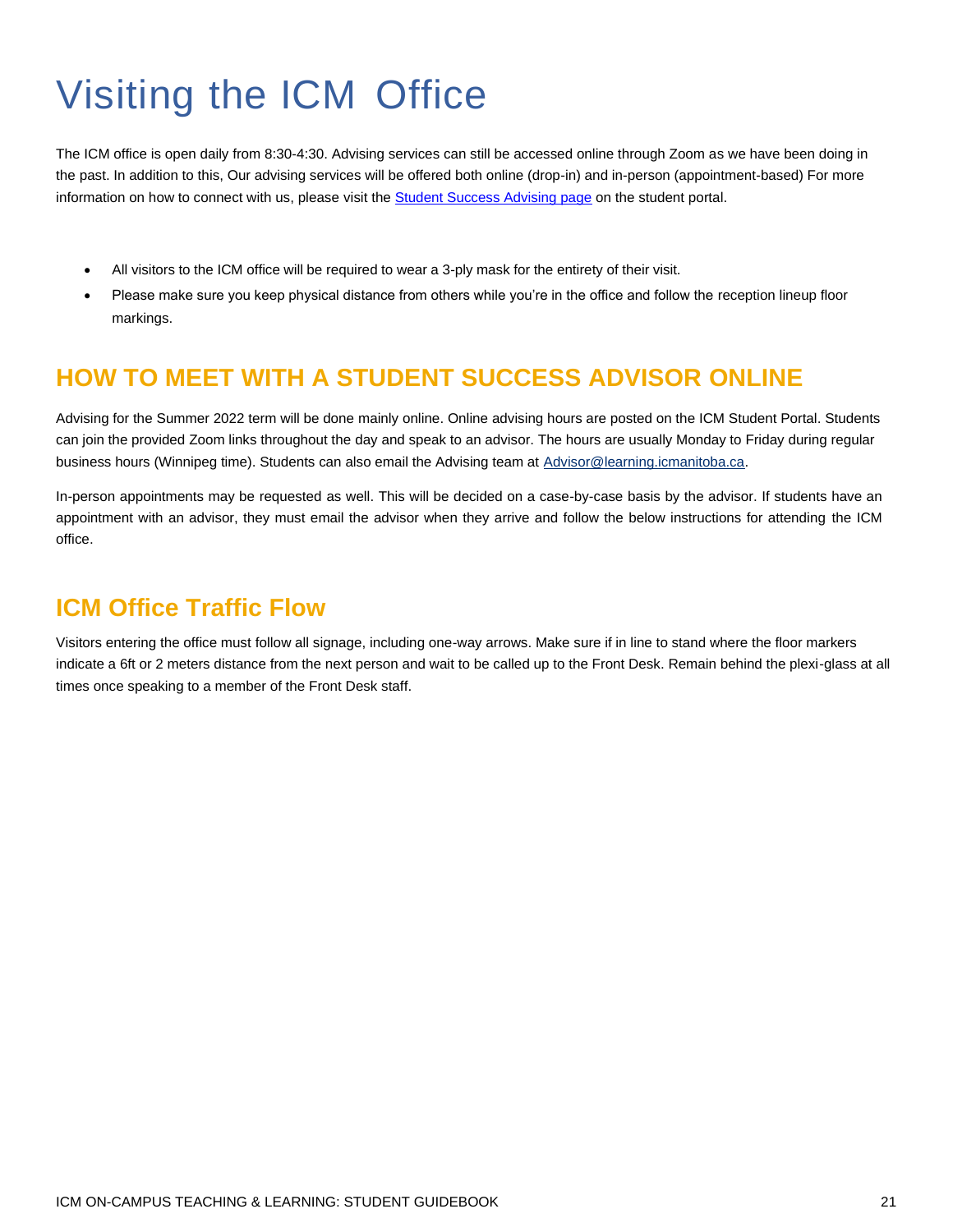# Visiting the ICM Office

The ICM office is open daily from 8:30-4:30. Advising services can still be accessed online through Zoom as we have been doing in the past. In addition to this, Our advising services will be offered both online (drop-in) and in-person (appointment-based) For more information on how to connect with us, please visit the [Student Success Advising page](#) on the student portal.

- All visitors to the ICM office will be required to wear a 3-ply mask for the entirety of their visit.
- Please make sure you keep physical distance from others while you're in the office and follow the reception lineup floor markings.

## HOW TO MEET WITH A STUDENT SUCCESS ADVISOR ONLINE

Advising for the Summer 2022 term will be done mainly online. Online advising hours are posted on the ICM Student Portal. Students can join the provided Zoom links throughout the day and speak to an advisor. The hours are usually Monday to Friday during regular business hours (Winnipeg time). Students can also email the Advising team at Advisor@learning.icmanitoba.ca.

In-person appointments may be requested as well. This will be decided on a case-by-case basis by the advisor. If students have an appointment with an advisor, they must email the advisor when they arrive and follow the below instructions for attending the ICM office.

## ICM Office Traffic Flow

Visitors entering the office must follow all signage, including one-way arrows. Make sure if in line to stand where the floor markers indicate a 6ft or 2 meters distance from the next person and wait to be called up to the Front Desk. Remain behind the plexi-glass at all times once speaking to a member of the Front Desk staff.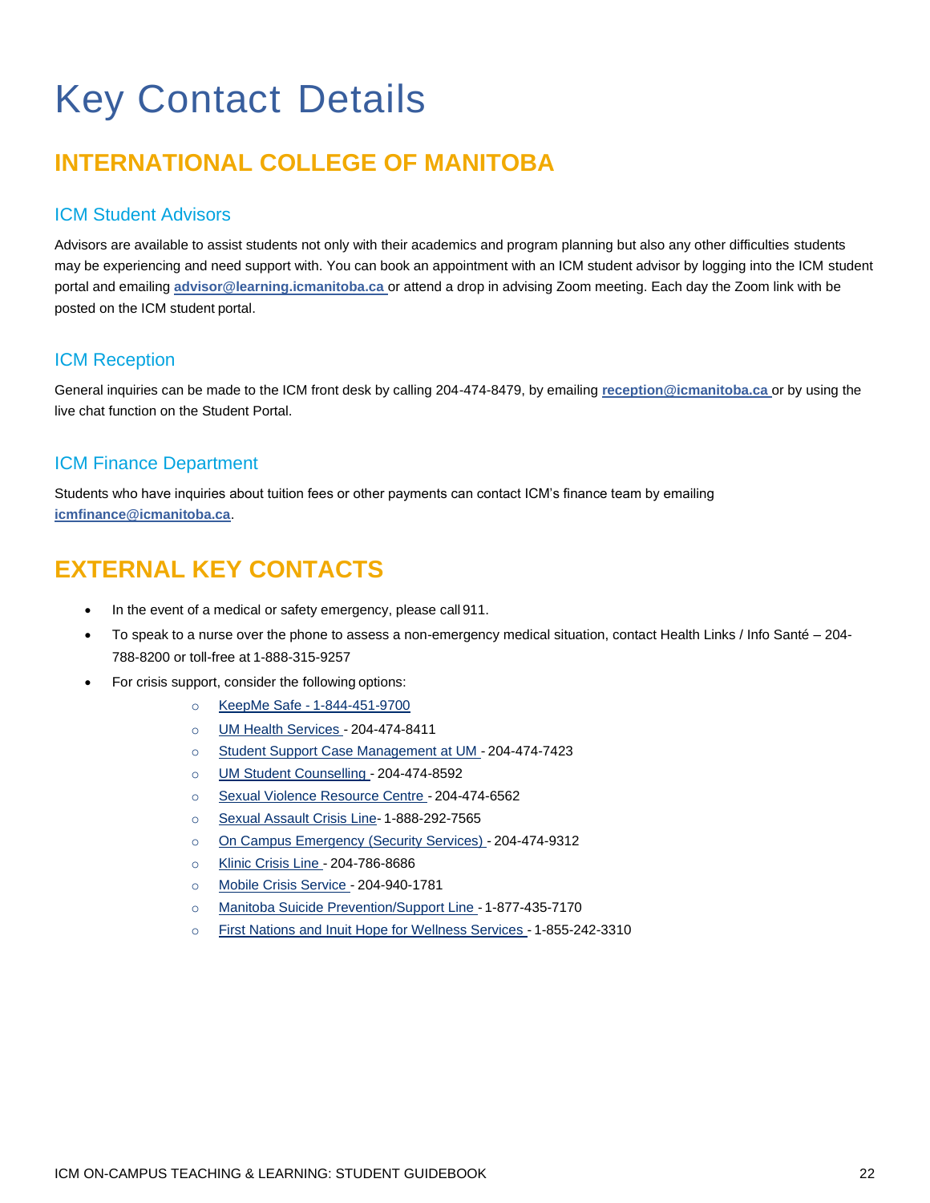# Key Contact Details

## INTERNATIONAL COLLEGE OF MANITOBA

### ICM Student Advisors

Advisors are available to assist students not only with their academics and program planning but also any other difficulties students may be experiencing and need support with. You can book an appointment with an ICM student advisor by logging into the ICM student portal and emailing **advisor@learning.icmanitoba.ca** or attend a drop in advising Zoom meeting. Each day the Zoom link with be posted on the ICM student portal.

### ICM Reception

General inquiries can be made to the ICM front desk by calling 204-474-8479, by emailing **reception@icmanitoba.ca** or by using the live chat function on the Student Portal.

### ICM Finance Department

Students who have inquiries about tuition fees or other payments can contact ICM's finance team by emailing **icmfinance@icmanitoba.ca**.

## EXTERNAL KEY CONTACTS

- In the event of a medical or safety emergency, please call 911.
- To speak to a nurse over the phone to assess a non-emergency medical situation, contact Health Links / Info Santé – 204-788-8200 or toll-free at 1-888-315-9257
- For crisis support, consider the following options:
  - KeepMe Safe - 1-844-451-9700
  - UM Health Services - 204-474-8411
  - Student Support Case Management at UM - 204-474-7423
  - UM Student Counselling - 204-474-8592
  - Sexual Violence Resource Centre - 204-474-6562
  - Sexual Assault Crisis Line- 1-888-292-7565
  - On Campus Emergency (Security Services) - 204-474-9312
  - Klinic Crisis Line - 204-786-8686
  - Mobile Crisis Service - 204-940-1781
  - Manitoba Suicide Prevention/Support Line - 1-877-435-7170
  - First Nations and Inuit Hope for Wellness Services - 1-855-242-3310